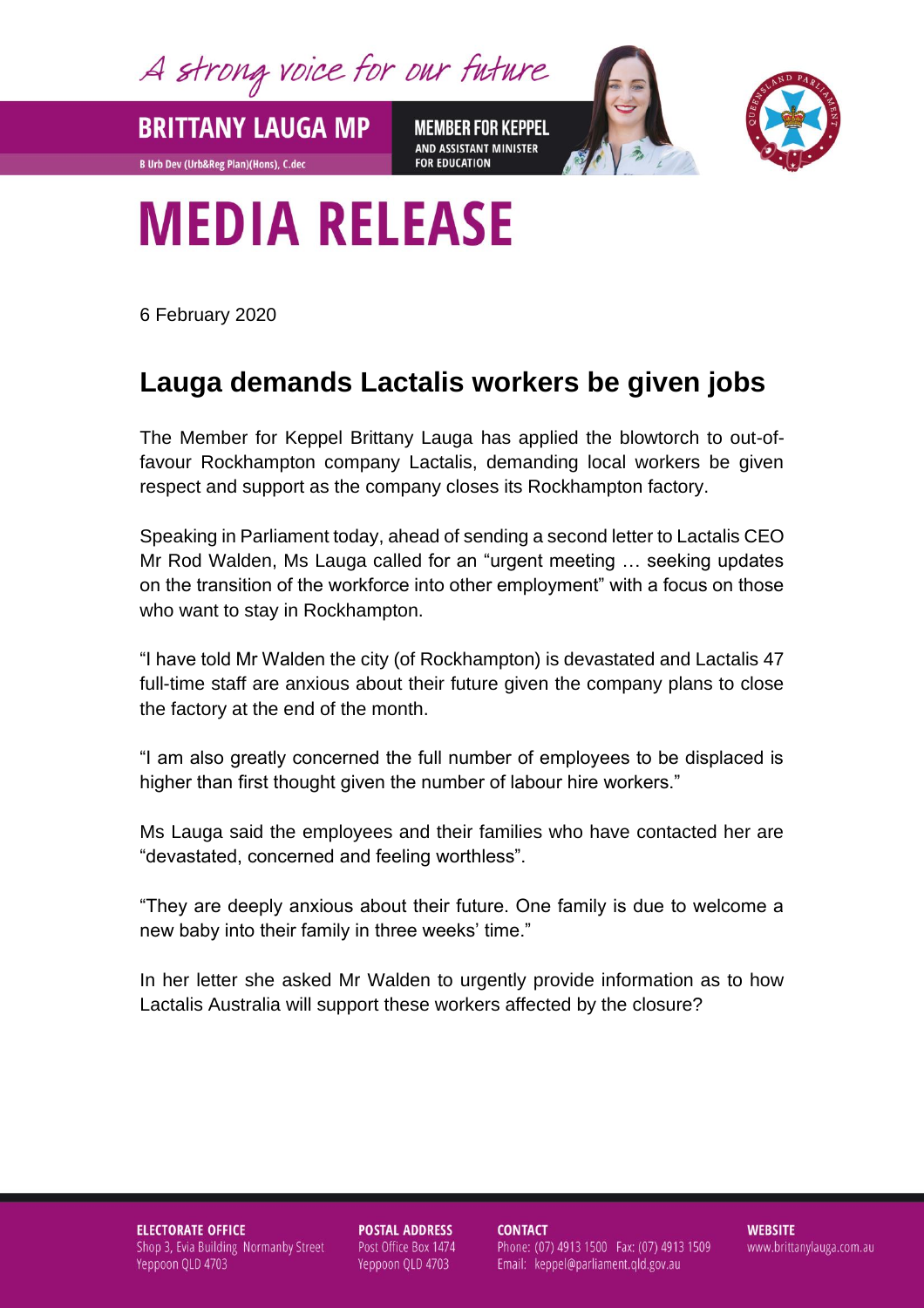A strong voice for our future

**BRITTANY LAUGA MP**

B Urb Dev (Urb&Reg Plan)(Hons), C.dec

**MEMBER FOR KEPPEL**
AND ASSISTANT MINISTER FOR EDUCATION

# MEDIA RELEASE

6 February 2020

## Lauga demands Lactalis workers be given jobs

The Member for Keppel Brittany Lauga has applied the blowtorch to out-of-favour Rockhampton company Lactalis, demanding local workers be given respect and support as the company closes its Rockhampton factory.

Speaking in Parliament today, ahead of sending a second letter to Lactalis CEO Mr Rod Walden, Ms Lauga called for an "urgent meeting … seeking updates on the transition of the workforce into other employment" with a focus on those who want to stay in Rockhampton.

"I have told Mr Walden the city (of Rockhampton) is devastated and Lactalis 47 full-time staff are anxious about their future given the company plans to close the factory at the end of the month.

"I am also greatly concerned the full number of employees to be displaced is higher than first thought given the number of labour hire workers."

Ms Lauga said the employees and their families who have contacted her are "devastated, concerned and feeling worthless".

"They are deeply anxious about their future. One family is due to welcome a new baby into their family in three weeks' time."

In her letter she asked Mr Walden to urgently provide information as to how Lactalis Australia will support these workers affected by the closure?

**ELECTORATE OFFICE**
Shop 3, Evia Building Normanby Street
Yeppoon QLD 4703

**POSTAL ADDRESS**
Post Office Box 1474
Yeppoon QLD 4703

**CONTACT**
Phone: (07) 4913 1500 Fax: (07) 4913 1509
Email: keppel@parliament.qld.gov.au

**WEBSITE**
www.brittanylauga.com.au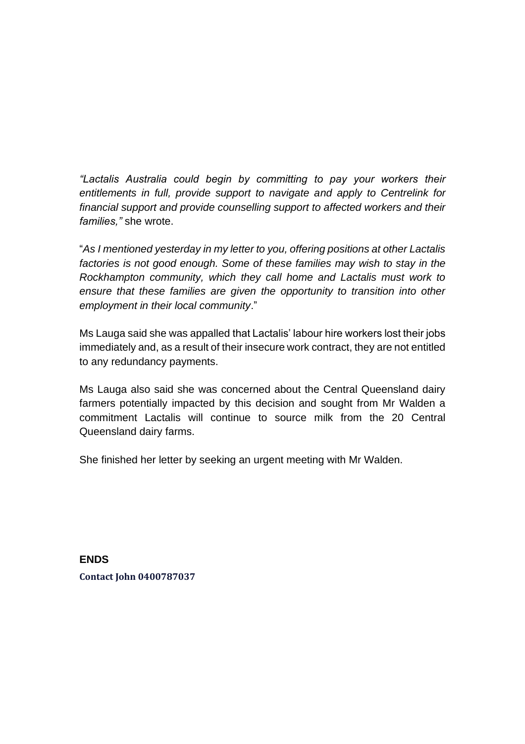*"Lactalis Australia could begin by committing to pay your workers their entitlements in full, provide support to navigate and apply to Centrelink for financial support and provide counselling support to affected workers and their families,"* she wrote.

"*As I mentioned yesterday in my letter to you, offering positions at other Lactalis factories is not good enough. Some of these families may wish to stay in the Rockhampton community, which they call home and Lactalis must work to ensure that these families are given the opportunity to transition into other employment in their local community*."

Ms Lauga said she was appalled that Lactalis' labour hire workers lost their jobs immediately and, as a result of their insecure work contract, they are not entitled to any redundancy payments.

Ms Lauga also said she was concerned about the Central Queensland dairy farmers potentially impacted by this decision and sought from Mr Walden a commitment Lactalis will continue to source milk from the 20 Central Queensland dairy farms.

She finished her letter by seeking an urgent meeting with Mr Walden.

**ENDS**

**Contact John 0400787037**